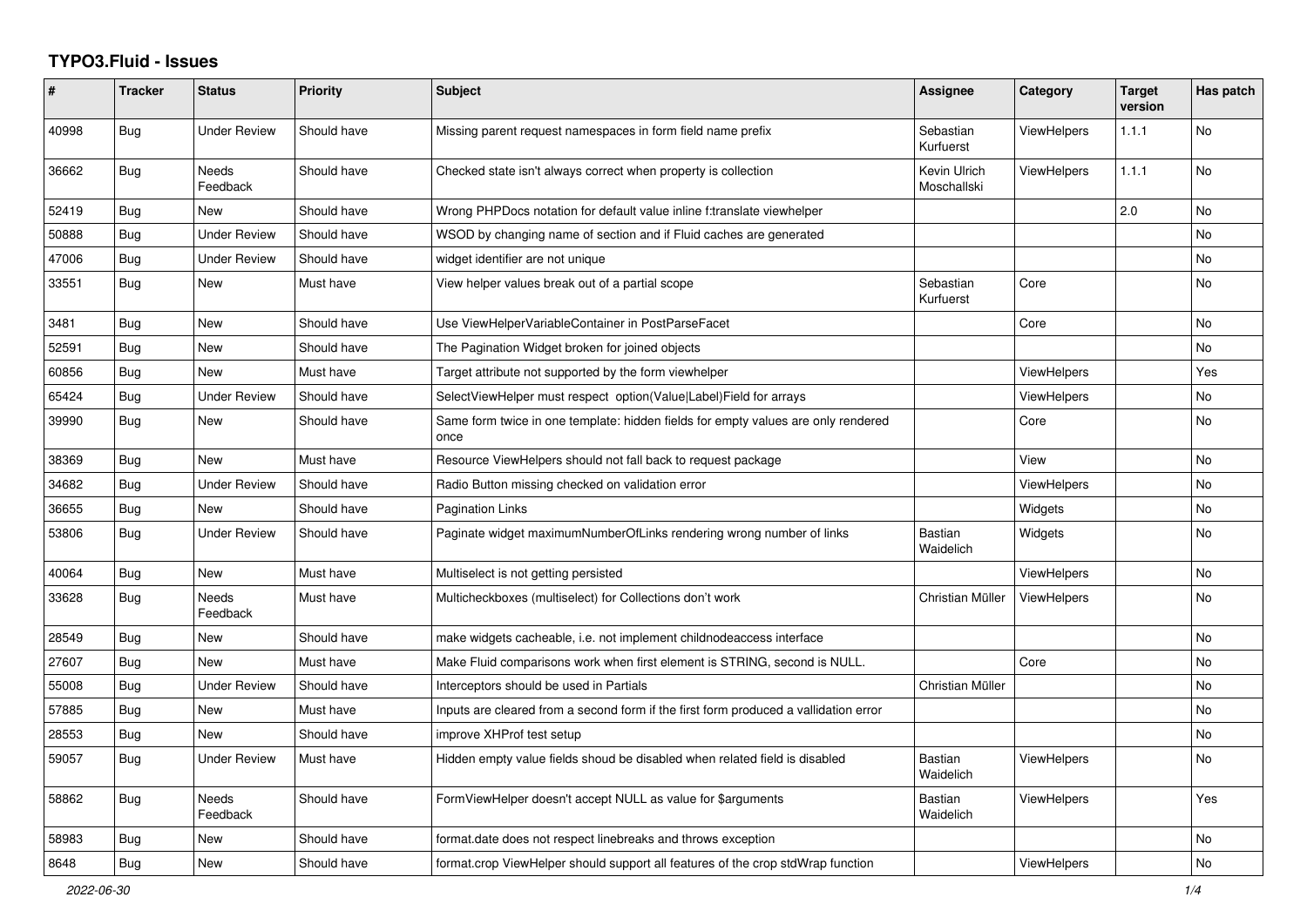# TYPO3.Fluid - Issues

| # | Tracker | Status | Priority | Subject | Assignee | Category | Target version | Has patch |
|---|---|---|---|---|---|---|---|---|
| 40998 | Bug | Under Review | Should have | Missing parent request namespaces in form field name prefix | Sebastian Kurfuerst | ViewHelpers | 1.1.1 | No |
| 36662 | Bug | Needs Feedback | Should have | Checked state isn't always correct when property is collection | Kevin Ulrich Moschallski | ViewHelpers | 1.1.1 | No |
| 52419 | Bug | New | Should have | Wrong PHPDocs notation for default value inline f:translate viewhelper | | | 2.0 | No |
| 50888 | Bug | Under Review | Should have | WSOD by changing name of section and if Fluid caches are generated | | | | No |
| 47006 | Bug | Under Review | Should have | widget identifier are not unique | | | | No |
| 33551 | Bug | New | Must have | View helper values break out of a partial scope | Sebastian Kurfuerst | Core | | No |
| 3481 | Bug | New | Should have | Use ViewHelperVariableContainer in PostParseFacet | | Core | | No |
| 52591 | Bug | New | Should have | The Pagination Widget broken for joined objects | | | | No |
| 60856 | Bug | New | Must have | Target attribute not supported by the form viewhelper | | ViewHelpers | | Yes |
| 65424 | Bug | Under Review | Should have | SelectViewHelper must respect option(Value\|Label)Field for arrays | | ViewHelpers | | No |
| 39990 | Bug | New | Should have | Same form twice in one template: hidden fields for empty values are only rendered once | | Core | | No |
| 38369 | Bug | New | Must have | Resource ViewHelpers should not fall back to request package | | View | | No |
| 34682 | Bug | Under Review | Should have | Radio Button missing checked on validation error | | ViewHelpers | | No |
| 36655 | Bug | New | Should have | Pagination Links | | Widgets | | No |
| 53806 | Bug | Under Review | Should have | Paginate widget maximumNumberOfLinks rendering wrong number of links | Bastian Waidelich | Widgets | | No |
| 40064 | Bug | New | Must have | Multiselect is not getting persisted | | ViewHelpers | | No |
| 33628 | Bug | Needs Feedback | Must have | Multicheckboxes (multiselect) for Collections don't work | Christian Müller | ViewHelpers | | No |
| 28549 | Bug | New | Should have | make widgets cacheable, i.e. not implement childnodeaccess interface | | | | No |
| 27607 | Bug | New | Must have | Make Fluid comparisons work when first element is STRING, second is NULL. | | Core | | No |
| 55008 | Bug | Under Review | Should have | Interceptors should be used in Partials | Christian Müller | | | No |
| 57885 | Bug | New | Must have | Inputs are cleared from a second form if the first form produced a vallidation error | | | | No |
| 28553 | Bug | New | Should have | improve XHProf test setup | | | | No |
| 59057 | Bug | Under Review | Must have | Hidden empty value fields shoud be disabled when related field is disabled | Bastian Waidelich | ViewHelpers | | No |
| 58862 | Bug | Needs Feedback | Should have | FormViewHelper doesn't accept NULL as value for $arguments | Bastian Waidelich | ViewHelpers | | Yes |
| 58983 | Bug | New | Should have | format.date does not respect linebreaks and throws exception | | | | No |
| 8648 | Bug | New | Should have | format.crop ViewHelper should support all features of the crop stdWrap function | | ViewHelpers | | No |

2022-06-30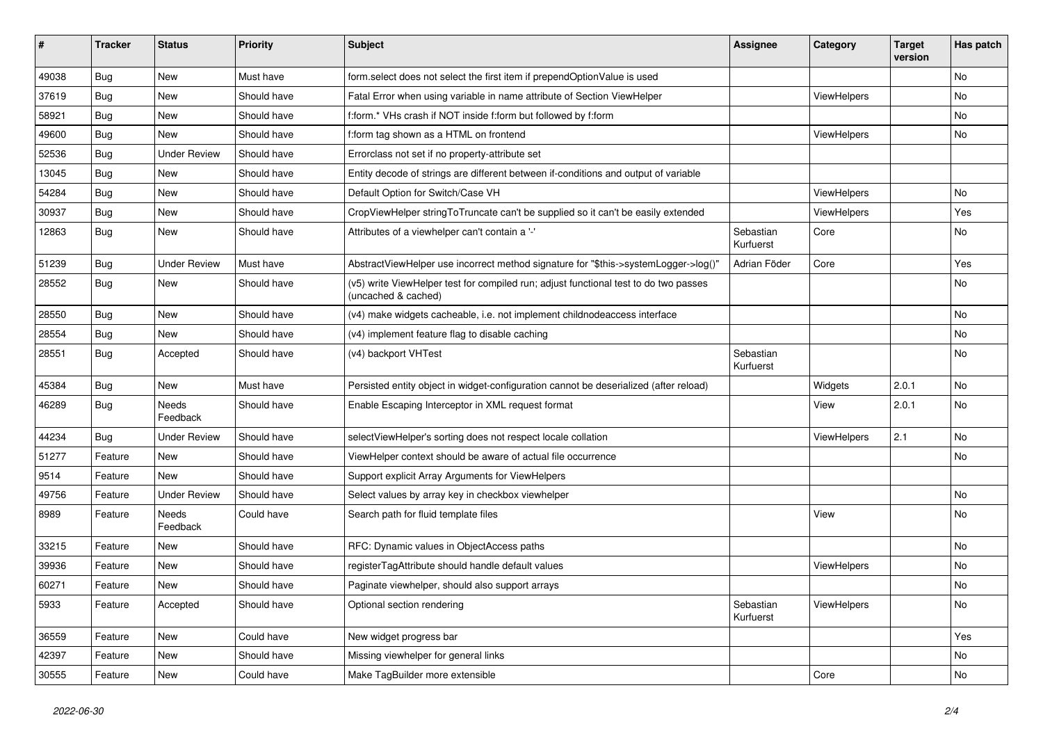| # | Tracker | Status | Priority | Subject | Assignee | Category | Target version | Has patch |
|---|---|---|---|---|---|---|---|---|
| 49038 | Bug | New | Must have | form.select does not select the first item if prependOptionValue is used | | | | No |
| 37619 | Bug | New | Should have | Fatal Error when using variable in name attribute of Section ViewHelper | | ViewHelpers | | No |
| 58921 | Bug | New | Should have | f:form.* VHs crash if NOT inside f:form but followed by f:form | | | | No |
| 49600 | Bug | New | Should have | f:form tag shown as a HTML on frontend | | ViewHelpers | | No |
| 52536 | Bug | Under Review | Should have | Errorclass not set if no property-attribute set | | | | |
| 13045 | Bug | New | Should have | Entity decode of strings are different between if-conditions and output of variable | | | | |
| 54284 | Bug | New | Should have | Default Option for Switch/Case VH | | ViewHelpers | | No |
| 30937 | Bug | New | Should have | CropViewHelper stringToTruncate can't be supplied so it can't be easily extended | | ViewHelpers | | Yes |
| 12863 | Bug | New | Should have | Attributes of a viewhelper can't contain a '-' | Sebastian Kurfuerst | Core | | No |
| 51239 | Bug | Under Review | Must have | AbstractViewHelper use incorrect method signature for "$this->systemLogger->log()" | Adrian Föder | Core | | Yes |
| 28552 | Bug | New | Should have | (v5) write ViewHelper test for compiled run; adjust functional test to do two passes (uncached & cached) | | | | No |
| 28550 | Bug | New | Should have | (v4) make widgets cacheable, i.e. not implement childnodeaccess interface | | | | No |
| 28554 | Bug | New | Should have | (v4) implement feature flag to disable caching | | | | No |
| 28551 | Bug | Accepted | Should have | (v4) backport VHTest | Sebastian Kurfuerst | | | No |
| 45384 | Bug | New | Must have | Persisted entity object in widget-configuration cannot be deserialized (after reload) | | Widgets | 2.0.1 | No |
| 46289 | Bug | Needs Feedback | Should have | Enable Escaping Interceptor in XML request format | | View | 2.0.1 | No |
| 44234 | Bug | Under Review | Should have | selectViewHelper's sorting does not respect locale collation | | ViewHelpers | 2.1 | No |
| 51277 | Feature | New | Should have | ViewHelper context should be aware of actual file occurrence | | | | No |
| 9514 | Feature | New | Should have | Support explicit Array Arguments for ViewHelpers | | | | |
| 49756 | Feature | Under Review | Should have | Select values by array key in checkbox viewhelper | | | | No |
| 8989 | Feature | Needs Feedback | Could have | Search path for fluid template files | | View | | No |
| 33215 | Feature | New | Should have | RFC: Dynamic values in ObjectAccess paths | | | | No |
| 39936 | Feature | New | Should have | registerTagAttribute should handle default values | | ViewHelpers | | No |
| 60271 | Feature | New | Should have | Paginate viewhelper, should also support arrays | | | | No |
| 5933 | Feature | Accepted | Should have | Optional section rendering | Sebastian Kurfuerst | ViewHelpers | | No |
| 36559 | Feature | New | Could have | New widget progress bar | | | | Yes |
| 42397 | Feature | New | Should have | Missing viewhelper for general links | | | | No |
| 30555 | Feature | New | Could have | Make TagBuilder more extensible | | Core | | No |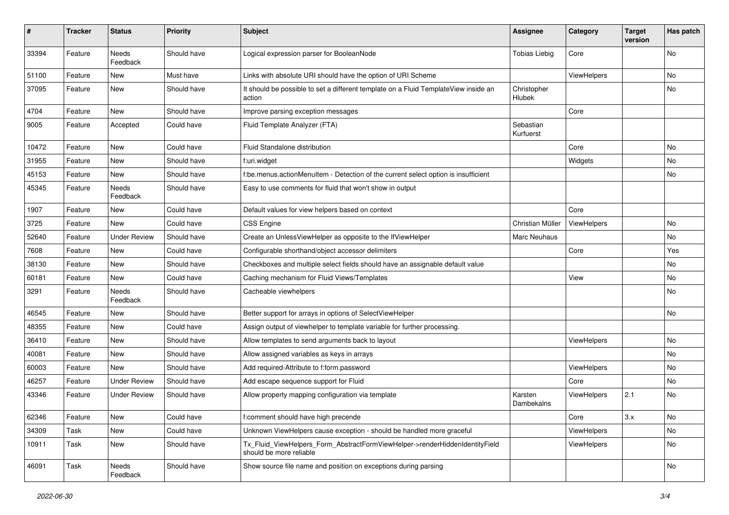| # | Tracker | Status | Priority | Subject | Assignee | Category | Target version | Has patch |
|---|---|---|---|---|---|---|---|---|
| 33394 | Feature | Needs Feedback | Should have | Logical expression parser for BooleanNode | Tobias Liebig | Core | | No |
| 51100 | Feature | New | Must have | Links with absolute URI should have the option of URI Scheme | | ViewHelpers | | No |
| 37095 | Feature | New | Should have | It should be possible to set a different template on a Fluid TemplateView inside an action | Christopher Hlubek | | | No |
| 4704 | Feature | New | Should have | Improve parsing exception messages | | Core | | |
| 9005 | Feature | Accepted | Could have | Fluid Template Analyzer (FTA) | Sebastian Kurfuerst | | | |
| 10472 | Feature | New | Could have | Fluid Standalone distribution | | Core | | No |
| 31955 | Feature | New | Should have | f:uri.widget | | Widgets | | No |
| 45153 | Feature | New | Should have | f:be.menus.actionMenuItem - Detection of the current select option is insufficient | | | | No |
| 45345 | Feature | Needs Feedback | Should have | Easy to use comments for fluid that won't show in output | | | | |
| 1907 | Feature | New | Could have | Default values for view helpers based on context | | Core | | |
| 3725 | Feature | New | Could have | CSS Engine | Christian Müller | ViewHelpers | | No |
| 52640 | Feature | Under Review | Should have | Create an UnlessViewHelper as opposite to the IfViewHelper | Marc Neuhaus | | | No |
| 7608 | Feature | New | Could have | Configurable shorthand/object accessor delimiters | | Core | | Yes |
| 38130 | Feature | New | Should have | Checkboxes and multiple select fields should have an assignable default value | | | | No |
| 60181 | Feature | New | Could have | Caching mechanism for Fluid Views/Templates | | View | | No |
| 3291 | Feature | Needs Feedback | Should have | Cacheable viewhelpers | | | | No |
| 46545 | Feature | New | Should have | Better support for arrays in options of SelectViewHelper | | | | No |
| 48355 | Feature | New | Could have | Assign output of viewhelper to template variable for further processing. | | | | |
| 36410 | Feature | New | Should have | Allow templates to send arguments back to layout | | ViewHelpers | | No |
| 40081 | Feature | New | Should have | Allow assigned variables as keys in arrays | | | | No |
| 60003 | Feature | New | Should have | Add required-Attribute to f:form.password | | ViewHelpers | | No |
| 46257 | Feature | Under Review | Should have | Add escape sequence support for Fluid | | Core | | No |
| 43346 | Feature | Under Review | Should have | Allow property mapping configuration via template | Karsten Dambekalns | ViewHelpers | 2.1 | No |
| 62346 | Feature | New | Could have | f:comment should have high precende | | Core | 3.x | No |
| 34309 | Task | New | Could have | Unknown ViewHelpers cause exception - should be handled more graceful | | ViewHelpers | | No |
| 10911 | Task | New | Should have | Tx_Fluid_ViewHelpers_Form_AbstractFormViewHelper->renderHiddenIdentityField should be more reliable | | ViewHelpers | | No |
| 46091 | Task | Needs Feedback | Should have | Show source file name and position on exceptions during parsing | | | | No |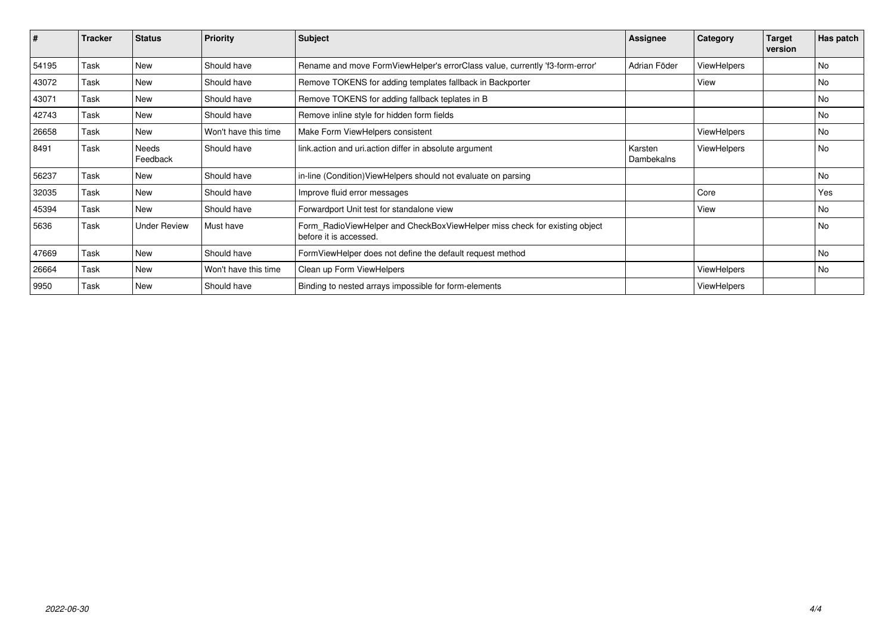| # | Tracker | Status | Priority | Subject | Assignee | Category | Target version | Has patch |
|---|---|---|---|---|---|---|---|---|
| 54195 | Task | New | Should have | Rename and move FormViewHelper's errorClass value, currently 'f3-form-error' | Adrian Föder | ViewHelpers | | No |
| 43072 | Task | New | Should have | Remove TOKENS for adding templates fallback in Backporter | | View | | No |
| 43071 | Task | New | Should have | Remove TOKENS for adding fallback teplates in B | | | | No |
| 42743 | Task | New | Should have | Remove inline style for hidden form fields | | | | No |
| 26658 | Task | New | Won't have this time | Make Form ViewHelpers consistent | | ViewHelpers | | No |
| 8491 | Task | Needs Feedback | Should have | link.action and uri.action differ in absolute argument | Karsten Dambekalns | ViewHelpers | | No |
| 56237 | Task | New | Should have | in-line (Condition)ViewHelpers should not evaluate on parsing | | | | No |
| 32035 | Task | New | Should have | Improve fluid error messages | | Core | | Yes |
| 45394 | Task | New | Should have | Forwardport Unit test for standalone view | | View | | No |
| 5636 | Task | Under Review | Must have | Form_RadioViewHelper and CheckBoxViewHelper miss check for existing object before it is accessed. | | | | No |
| 47669 | Task | New | Should have | FormViewHelper does not define the default request method | | | | No |
| 26664 | Task | New | Won't have this time | Clean up Form ViewHelpers | | ViewHelpers | | No |
| 9950 | Task | New | Should have | Binding to nested arrays impossible for form-elements | | ViewHelpers | | |